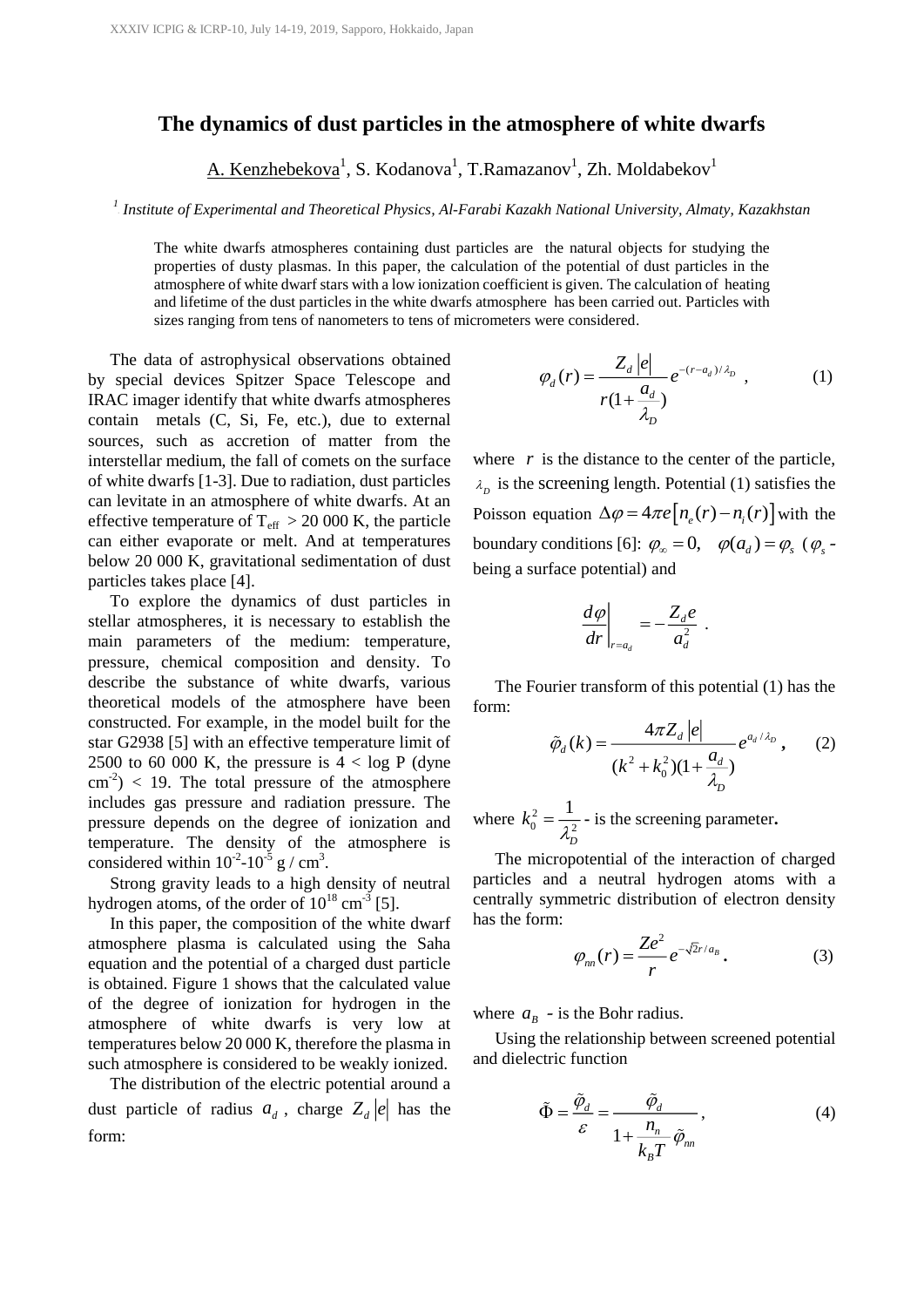# The dynamics of dust particles in the atmosphere of white dwarfs

A. Kenzhebekova[1], S. Kodanova[1], T.Ramazanov[1], Zh. Moldabekov[1]

[1] *Institute of Experimental and Theoretical Physics, Al-Farabi Kazakh National University, Almaty, Kazakhstan*

The white dwarfs atmospheres containing dust particles are the natural objects for studying the properties of dusty plasmas. In this paper, the calculation of the potential of dust particles in the atmosphere of white dwarf stars with a low ionization coefficient is given. The calculation of heating and lifetime of the dust particles in the white dwarfs atmosphere has been carried out. Particles with sizes ranging from tens of nanometers to tens of micrometers were considered.

The data of astrophysical observations obtained by special devices Spitzer Space Telescope and IRAC imager identify that white dwarfs atmospheres contain metals (C, Si, Fe, etc.), due to external sources, such as accretion of matter from the interstellar medium, the fall of comets on the surface of white dwarfs [1-3]. Due to radiation, dust particles can levitate in an atmosphere of white dwarfs. At an effective temperature of $T_{eff} > 20\,000$ K, the particle can either evaporate or melt. And at temperatures below 20 000 K, gravitational sedimentation of dust particles takes place [4].

To explore the dynamics of dust particles in stellar atmospheres, it is necessary to establish the main parameters of the medium: temperature, pressure, chemical composition and density. To describe the substance of white dwarfs, various theoretical models of the atmosphere have been constructed. For example, in the model built for the star G2938 [5] with an effective temperature limit of 2500 to 60 000 K, the pressure is $4 < \log P$ (dyne $cm^{-2}$) $< 19$. The total pressure of the atmosphere includes gas pressure and radiation pressure. The pressure depends on the degree of ionization and temperature. The density of the atmosphere is considered within $10^{-2}$-$10^{-5}$ g / $cm^3$.

Strong gravity leads to a high density of neutral hydrogen atoms, of the order of $10^{18}$ $cm^{-3}$ [5].

In this paper, the composition of the white dwarf atmosphere plasma is calculated using the Saha equation and the potential of a charged dust particle is obtained. Figure 1 shows that the calculated value of the degree of ionization for hydrogen in the atmosphere of white dwarfs is very low at temperatures below 20 000 K, therefore the plasma in such atmosphere is considered to be weakly ionized.

The distribution of the electric potential around a dust particle of radius $a_d$, charge $Z_d|e|$ has the form:

$$\varphi_d(r) = \frac{Z_d|e|}{r(1+\frac{a_d}{\lambda_D})} e^{-(r-a_d)/\lambda_D}, \tag{1}$$

where $r$ is the distance to the center of the particle, $\lambda_D$ is the screening length. Potential (1) satisfies the Poisson equation $\Delta\varphi = 4\pi e\left[n_e(r) - n_i(r)\right]$ with the boundary conditions [6]: $\varphi_\infty = 0$, $\varphi(a_d) = \varphi_s$ ($\varphi_s$ - being a surface potential) and

$$\left.\frac{d\varphi}{dr}\right|_{r=a_d} = -\frac{Z_d e}{a_d^2}.$$

The Fourier transform of this potential (1) has the form:

$$\tilde{\varphi}_d(k) = \frac{4\pi Z_d|e|}{(k^2+k_0^2)(1+\frac{a_d}{\lambda_D})} e^{a_d/\lambda_D}, \tag{2}$$

where $k_0^2 = \frac{1}{\lambda_D^2}$ - is the screening parameter.

The micropotential of the interaction of charged particles and a neutral hydrogen atoms with a centrally symmetric distribution of electron density has the form:

$$\varphi_{nn}(r) = \frac{Ze^2}{r} e^{-\sqrt{2}r/a_B}. \tag{3}$$

where $a_B$ - is the Bohr radius.

Using the relationship between screened potential and dielectric function

$$\tilde{\Phi} = \frac{\tilde{\varphi}_d}{\varepsilon} = \frac{\tilde{\varphi}_d}{1+\frac{n_n}{k_B T}\tilde{\varphi}_{nn}}, \tag{4}$$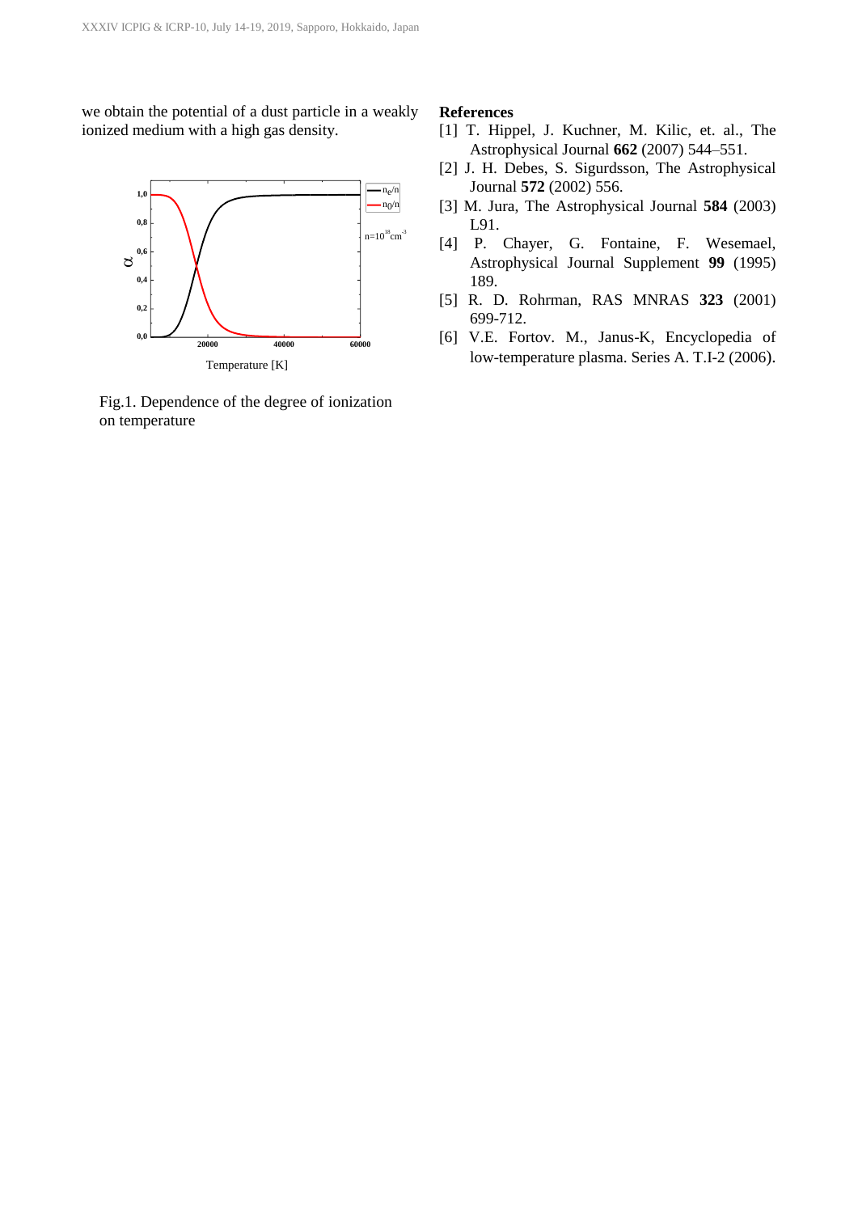we obtain the potential of a dust particle in a weakly ionized medium with a high gas density.

$n_e/n$
$n_0/n$
$n=10^{18}\text{cm}^{-3}$
α
1,0
0,8
0,6
0,4
0,2
0,0
20000
40000
60000
Temperature [K]

Fig.1. Dependence of the degree of ionization on temperature

**References**

[1] T. Hippel, J. Kuchner, M. Kilic, et. al., The Astrophysical Journal **662** (2007) 544–551.

[2] J. H. Debes, S. Sigurdsson, The Astrophysical Journal **572** (2002) 556.

[3] M. Jura, The Astrophysical Journal **584** (2003) L91.

[4] P. Chayer, G. Fontaine, F. Wesemael, Astrophysical Journal Supplement **99** (1995) 189.

[5] R. D. Rohrman, RAS MNRAS **323** (2001) 699-712.

[6] V.E. Fortov. M., Janus-K, Encyclopedia of low-temperature plasma. Series A. T.I-2 (2006).